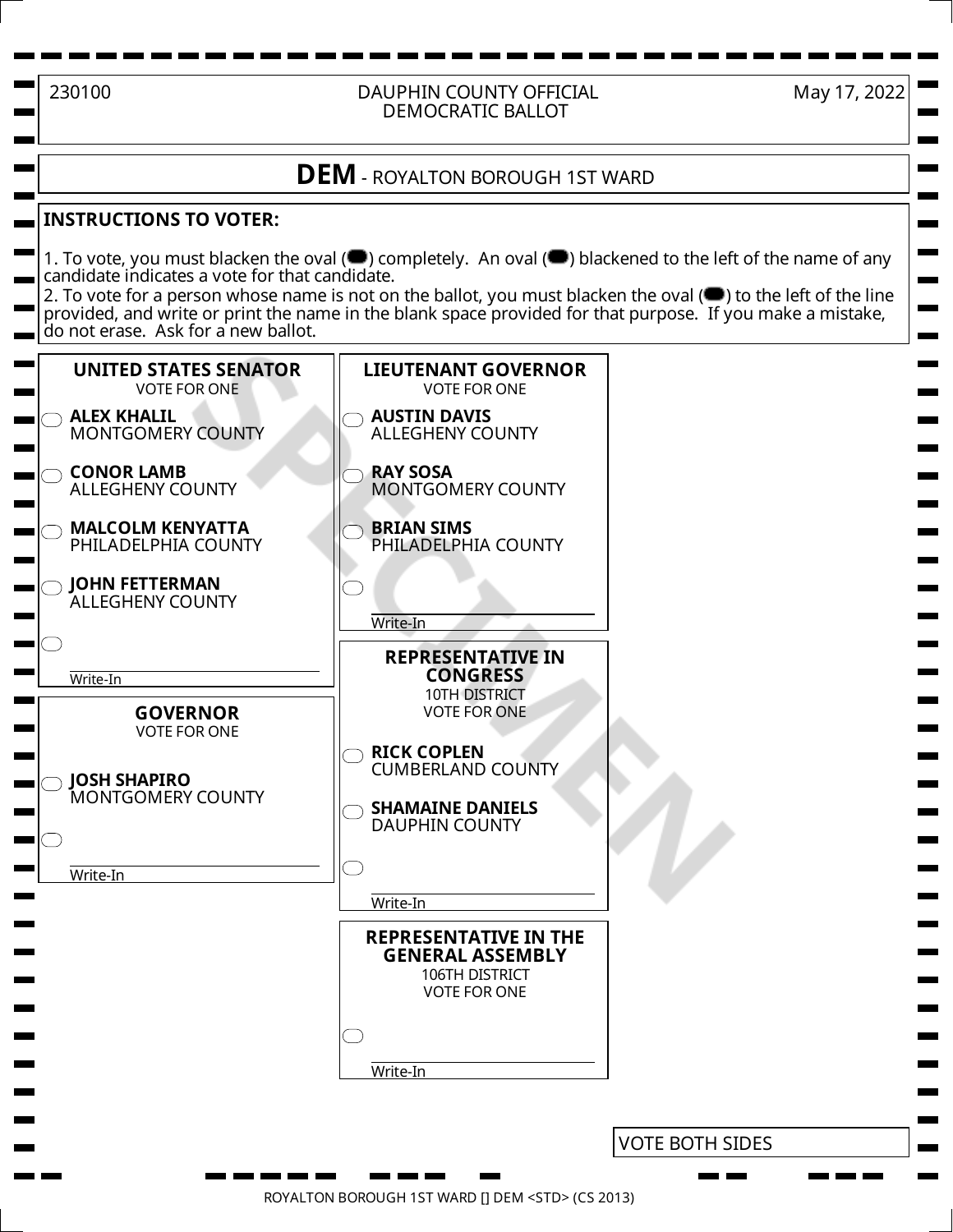230100

DAUPHIN COUNTY OFFICIAL
DEMOCRATIC BALLOT

May 17, 2022

# DEM - ROYALTON BOROUGH 1ST WARD

**INSTRUCTIONS TO VOTER:**

1. To vote, you must blacken the oval (⬬) completely. An oval (⬬) blackened to the left of the name of any candidate indicates a vote for that candidate.
2. To vote for a person whose name is not on the ballot, you must blacken the oval (⬬) to the left of the line provided, and write or print the name in the blank space provided for that purpose. If you make a mistake, do not erase. Ask for a new ballot.

## UNITED STATES SENATOR
VOTE FOR ONE

- **ALEX KHALIL** MONTGOMERY COUNTY
- **CONOR LAMB** ALLEGHENY COUNTY
- **MALCOLM KENYATTA** PHILADELPHIA COUNTY
- **JOHN FETTERMAN** ALLEGHENY COUNTY
- Write-In

## GOVERNOR
VOTE FOR ONE

- **JOSH SHAPIRO** MONTGOMERY COUNTY
- Write-In

## LIEUTENANT GOVERNOR
VOTE FOR ONE

- **AUSTIN DAVIS** ALLEGHENY COUNTY
- **RAY SOSA** MONTGOMERY COUNTY
- **BRIAN SIMS** PHILADELPHIA COUNTY
- Write-In

## REPRESENTATIVE IN CONGRESS
10TH DISTRICT
VOTE FOR ONE

- **RICK COPLEN** CUMBERLAND COUNTY
- **SHAMAINE DANIELS** DAUPHIN COUNTY
- Write-In

## REPRESENTATIVE IN THE GENERAL ASSEMBLY
106TH DISTRICT
VOTE FOR ONE

- Write-In

VOTE BOTH SIDES

ROYALTON BOROUGH 1ST WARD [] DEM <STD> (CS 2013)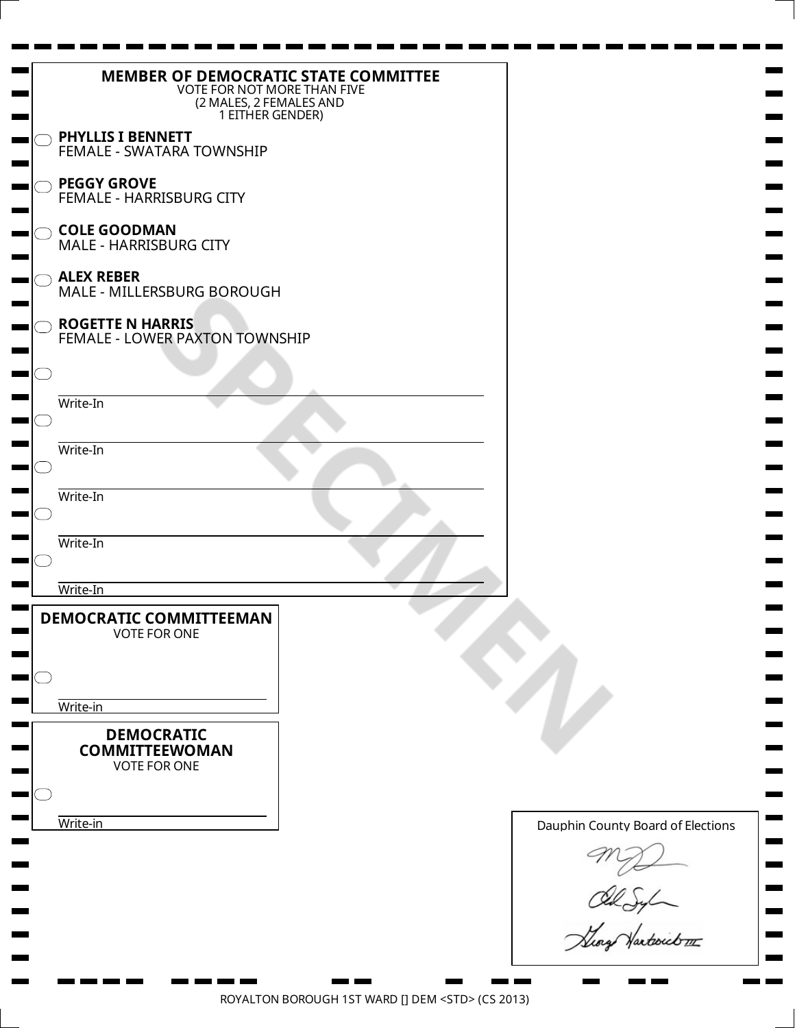## MEMBER OF DEMOCRATIC STATE COMMITTEE

VOTE FOR NOT MORE THAN FIVE
(2 MALES, 2 FEMALES AND
1 EITHER GENDER)

- **PHYLLIS I BENNETT**
  FEMALE - SWATARA TOWNSHIP
- **PEGGY GROVE**
  FEMALE - HARRISBURG CITY
- **COLE GOODMAN**
  MALE - HARRISBURG CITY
- **ALEX REBER**
  MALE - MILLERSBURG BOROUGH
- **ROGETTE N HARRIS**
  FEMALE - LOWER PAXTON TOWNSHIP
- Write-In
- Write-In
- Write-In
- Write-In
- Write-In

## DEMOCRATIC COMMITTEEMAN

VOTE FOR ONE

- Write-in

## DEMOCRATIC COMMITTEEWOMAN

VOTE FOR ONE

- Write-in

Dauphin County Board of Elections

SPECIMEN

ROYALTON BOROUGH 1ST WARD [] DEM <STD> (CS 2013)